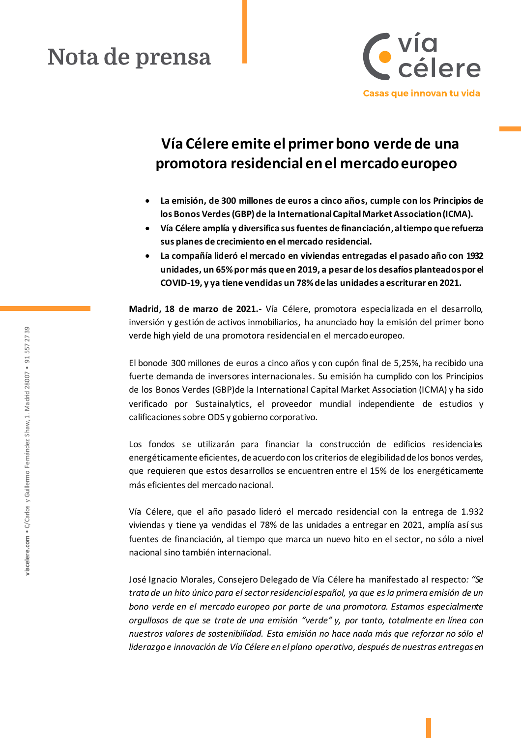# Nota de prensa

## Vía Célere emite el primer bono verde de una promotora residencial en el mercado europeo

- **La emisión, de 300 millones de euros a cinco años, cumple con los Principios de los Bonos Verdes (GBP) de la International Capital Market Association (ICMA).**
- **Vía Célere amplía y diversifica sus fuentes de financiación, al tiempo que refuerza sus planes de crecimiento en el mercado residencial.**
- **La compañía lideró el mercado en viviendas entregadas el pasado año con 1932 unidades, un 65% por más que en 2019, a pesar de los desafíos planteados por el COVID-19, y ya tiene vendidas un 78% de las unidades a escriturar en 2021.**

**Madrid, 18 de marzo de 2021.-** Vía Célere, promotora especializada en el desarrollo, inversión y gestión de activos inmobiliarios, ha anunciado hoy la emisión del primer bono verde high yield de una promotora residencial en el mercado europeo.

El bonode 300 millones de euros a cinco años y con cupón final de 5,25%, ha recibido una fuerte demanda de inversores internacionales. Su emisión ha cumplido con los Principios de los Bonos Verdes (GBP)de la International Capital Market Association (ICMA) y ha sido verificado por Sustainalytics, el proveedor mundial independiente de estudios y calificaciones sobre ODS y gobierno corporativo.

Los fondos se utilizarán para financiar la construcción de edificios residenciales energéticamente eficientes, de acuerdo con los criterios de elegibilidad de los bonos verdes, que requieren que estos desarrollos se encuentren entre el 15% de los energéticamente más eficientes del mercado nacional.

Vía Célere, que el año pasado lideró el mercado residencial con la entrega de 1.932 viviendas y tiene ya vendidas el 78% de las unidades a entregar en 2021, amplía así sus fuentes de financiación, al tiempo que marca un nuevo hito en el sector, no sólo a nivel nacional sino también internacional.

José Ignacio Morales, Consejero Delegado de Vía Célere ha manifestado al respecto: *"Se trata de un hito único para el sector residencial español, ya que es la primera emisión de un bono verde en el mercado europeo por parte de una promotora. Estamos especialmente orgullosos de que se trate de una emisión "verde" y, por tanto, totalmente en línea con nuestros valores de sostenibilidad. Esta emisión no hace nada más que reforzar no sólo el liderazgo e innovación de Vía Célere en el plano operativo, después de nuestras entregas en*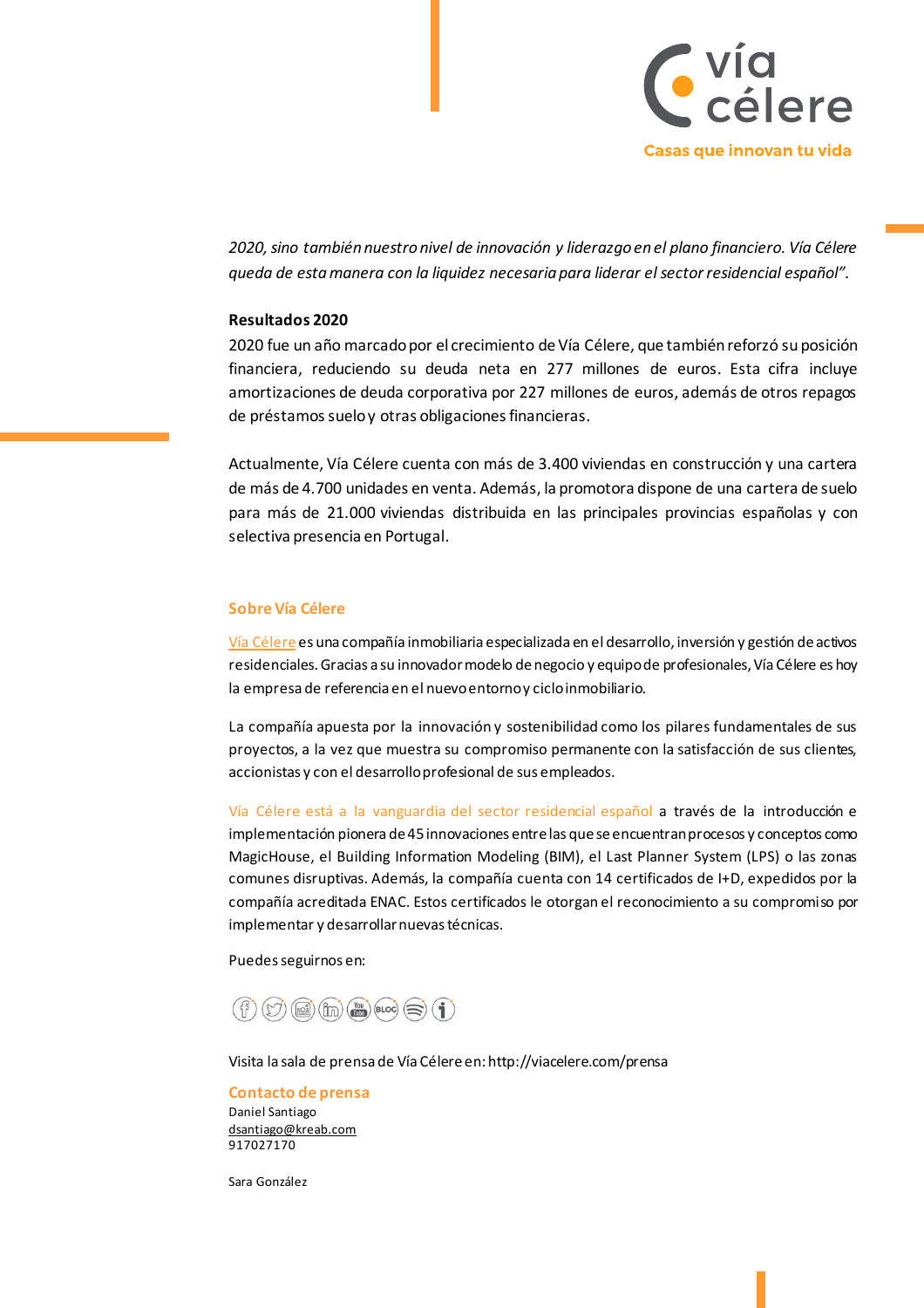*2020, sino también nuestro nivel de innovación y liderazgo en el plano financiero. Vía Célere queda de esta manera con la liquidez necesaria para liderar el sector residencial español".*

**Resultados 2020**

2020 fue un año marcado por el crecimiento de Vía Célere, que también reforzó su posición financiera, reduciendo su deuda neta en 277 millones de euros. Esta cifra incluye amortizaciones de deuda corporativa por 227 millones de euros, además de otros repagos de préstamos suelo y otras obligaciones financieras.

Actualmente, Vía Célere cuenta con más de 3.400 viviendas en construcción y una cartera de más de 4.700 unidades en venta. Además, la promotora dispone de una cartera de suelo para más de 21.000 viviendas distribuida en las principales provincias españolas y con selectiva presencia en Portugal.

## Sobre Vía Célere

Vía Célere es una compañía inmobiliaria especializada en el desarrollo, inversión y gestión de activos residenciales. Gracias a su innovador modelo de negocio y equipo de profesionales, Vía Célere es hoy la empresa de referencia en el nuevo entorno y ciclo inmobiliario.

La compañía apuesta por la innovación y sostenibilidad como los pilares fundamentales de sus proyectos, a la vez que muestra su compromiso permanente con la satisfacción de sus clientes, accionistas y con el desarrollo profesional de sus empleados.

Vía Célere está a la vanguardia del sector residencial español a través de la introducción e implementación pionera de 45 innovaciones entre las que se encuentran procesos y conceptos como MagicHouse, el Building Information Modeling (BIM), el Last Planner System (LPS) o las zonas comunes disruptivas. Además, la compañía cuenta con 14 certificados de I+D, expedidos por la compañía acreditada ENAC. Estos certificados le otorgan el reconocimiento a su compromiso por implementar y desarrollar nuevas técnicas.

Puedes seguirnos en:

Visita la sala de prensa de Vía Célere en: http://viacelere.com/prensa

## Contacto de prensa

Daniel Santiago
dsantiago@kreab.com
917027170

Sara González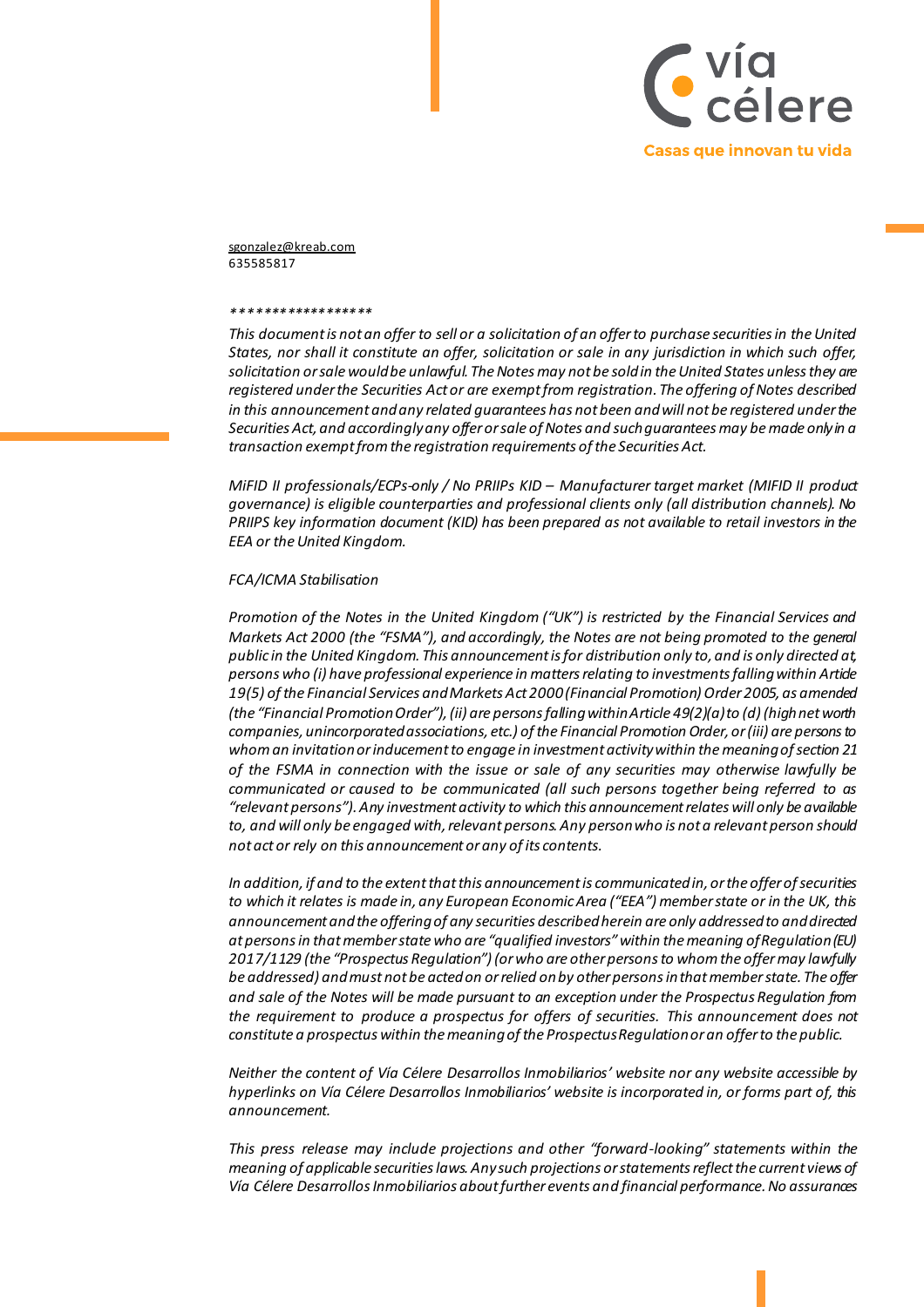sgonzalez@kreab.com
635585817

*\*\*\*\*\*\*\*\*\*\*\*\*\*\*\*\*\*\*

*This document is not an offer to sell or a solicitation of an offer to purchase securities in the United States, nor shall it constitute an offer, solicitation or sale in any jurisdiction in which such offer, solicitation or sale would be unlawful. The Notes may not be sold in the United States unless they are registered under the Securities Act or are exempt from registration. The offering of Notes described in this announcement and any related guarantees has not been and will not be registered under the Securities Act, and accordingly any offer or sale of Notes and such guarantees may be made only in a transaction exempt from the registration requirements of the Securities Act.*

*MiFID II professionals/ECPs-only / No PRIIPs KID – Manufacturer target market (MIFID II product governance) is eligible counterparties and professional clients only (all distribution channels). No PRIIPS key information document (KID) has been prepared as not available to retail investors in the EEA or the United Kingdom.*

*FCA/ICMA Stabilisation*

*Promotion of the Notes in the United Kingdom ("UK") is restricted by the Financial Services and Markets Act 2000 (the "FSMA"), and accordingly, the Notes are not being promoted to the general public in the United Kingdom. This announcement is for distribution only to, and is only directed at, persons who (i) have professional experience in matters relating to investments falling within Article 19(5) of the Financial Services and Markets Act 2000 (Financial Promotion) Order 2005, as amended (the "Financial Promotion Order"), (ii) are persons falling within Article 49(2)(a) to (d) (high net worth companies, unincorporated associations, etc.) of the Financial Promotion Order, or (iii) are persons to whom an invitation or inducement to engage in investment activity within the meaning of section 21 of the FSMA in connection with the issue or sale of any securities may otherwise lawfully be communicated or caused to be communicated (all such persons together being referred to as "relevant persons"). Any investment activity to which this announcement relates will only be available to, and will only be engaged with, relevant persons. Any person who is not a relevant person should not act or rely on this announcement or any of its contents.*

*In addition, if and to the extent that this announcement is communicated in, or the offer of securities to which it relates is made in, any European Economic Area ("EEA") member state or in the UK, this announcement and the offering of any securities described herein are only addressed to and directed at persons in that member state who are "qualified investors" within the meaning of Regulation (EU) 2017/1129 (the "Prospectus Regulation") (or who are other persons to whom the offer may lawfully be addressed) and must not be acted on or relied on by other persons in that member state. The offer and sale of the Notes will be made pursuant to an exception under the Prospectus Regulation from the requirement to produce a prospectus for offers of securities. This announcement does not constitute a prospectus within the meaning of the Prospectus Regulation or an offer to the public.*

*Neither the content of Vía Célere Desarrollos Inmobiliarios' website nor any website accessible by hyperlinks on Vía Célere Desarrollos Inmobiliarios' website is incorporated in, or forms part of, this announcement.*

*This press release may include projections and other "forward-looking" statements within the meaning of applicable securities laws. Any such projections or statements reflect the current views of Vía Célere Desarrollos Inmobiliarios about further events and financial performance. No assurances*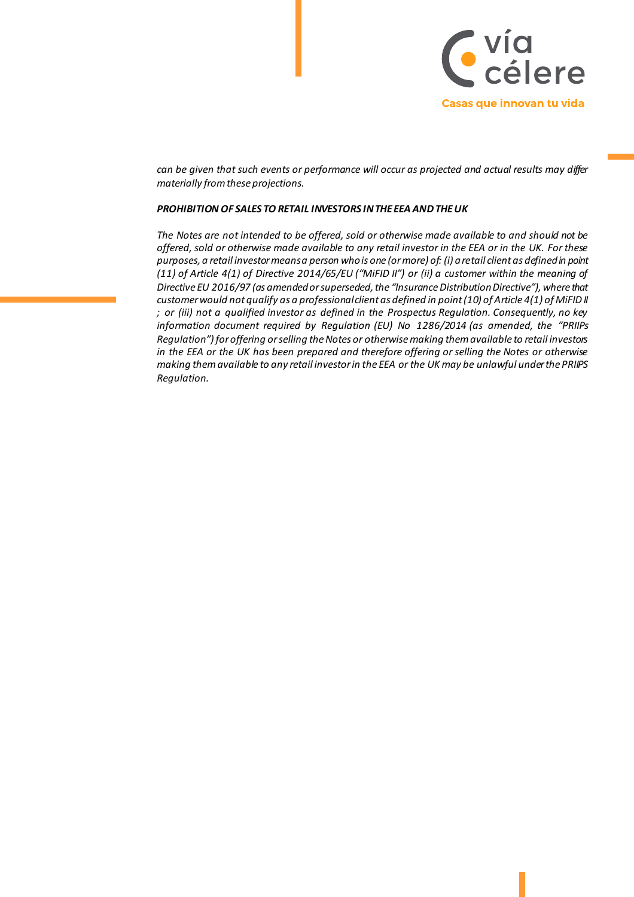*can be given that such events or performance will occur as projected and actual results may differ materially from these projections.*

***PROHIBITION OF SALES TO RETAIL INVESTORS IN THE EEA AND THE UK***

*The Notes are not intended to be offered, sold or otherwise made available to and should not be offered, sold or otherwise made available to any retail investor in the EEA or in the UK. For these purposes, a retail investor means a person who is one (or more) of: (i) a retail client as defined in point (11) of Article 4(1) of Directive 2014/65/EU ("MiFID II") or (ii) a customer within the meaning of Directive EU 2016/97 (as amended or superseded, the "Insurance Distribution Directive"), where that customer would not qualify as a professional client as defined in point (10) of Article 4(1) of MiFID II ; or (iii) not a qualified investor as defined in the Prospectus Regulation. Consequently, no key information document required by Regulation (EU) No 1286/2014 (as amended, the "PRIIPs Regulation") for offering or selling the Notes or otherwise making them available to retail investors in the EEA or the UK has been prepared and therefore offering or selling the Notes or otherwise making them available to any retail investor in the EEA or the UK may be unlawful under the PRIIPS Regulation.*